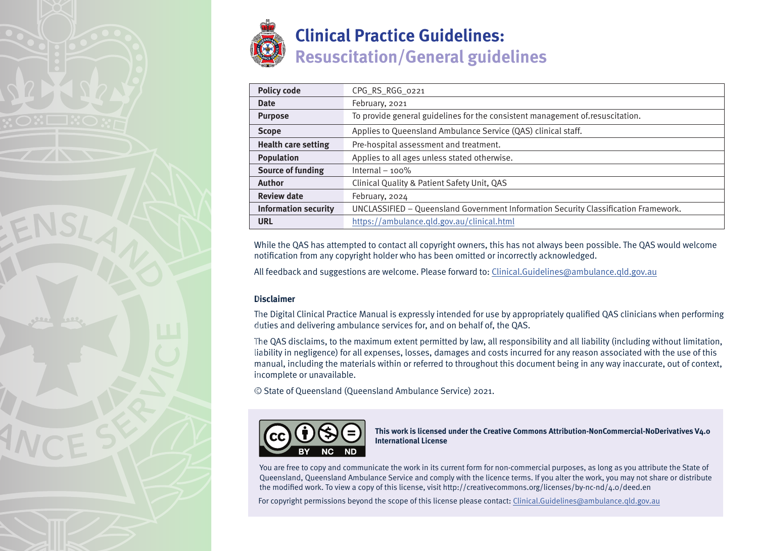# Clinical Practice Guidelines: Resuscitation/General guidelines

| Policy code | CPG_RS_RGG_0221 |
|---|---|
| Date | February, 2021 |
| Purpose | To provide general guidelines for the consistent management of.resuscitation. |
| Scope | Applies to Queensland Ambulance Service (QAS) clinical staff. |
| Health care setting | Pre-hospital assessment and treatment. |
| Population | Applies to all ages unless stated otherwise. |
| Source of funding | Internal – 100% |
| Author | Clinical Quality & Patient Safety Unit, QAS |
| Review date | February, 2024 |
| Information security | UNCLASSIFIED – Queensland Government Information Security Classification Framework. |
| URL | https://ambulance.qld.gov.au/clinical.html |

While the QAS has attempted to contact all copyright owners, this has not always been possible. The QAS would welcome notification from any copyright holder who has been omitted or incorrectly acknowledged.

All feedback and suggestions are welcome. Please forward to: Clinical.Guidelines@ambulance.qld.gov.au

**Disclaimer**

The Digital Clinical Practice Manual is expressly intended for use by appropriately qualified QAS clinicians when performing duties and delivering ambulance services for, and on behalf of, the QAS.

The QAS disclaims, to the maximum extent permitted by law, all responsibility and all liability (including without limitation, liability in negligence) for all expenses, losses, damages and costs incurred for any reason associated with the use of this manual, including the materials within or referred to throughout this document being in any way inaccurate, out of context, incomplete or unavailable.

© State of Queensland (Queensland Ambulance Service) 2021.

**This work is licensed under the Creative Commons Attribution-NonCommercial-NoDerivatives V4.0 International License**

You are free to copy and communicate the work in its current form for non-commercial purposes, as long as you attribute the State of Queensland, Queensland Ambulance Service and comply with the licence terms. If you alter the work, you may not share or distribute the modified work. To view a copy of this license, visit http://creativecommons.org/licenses/by-nc-nd/4.0/deed.en

For copyright permissions beyond the scope of this license please contact: Clinical.Guidelines@ambulance.qld.gov.au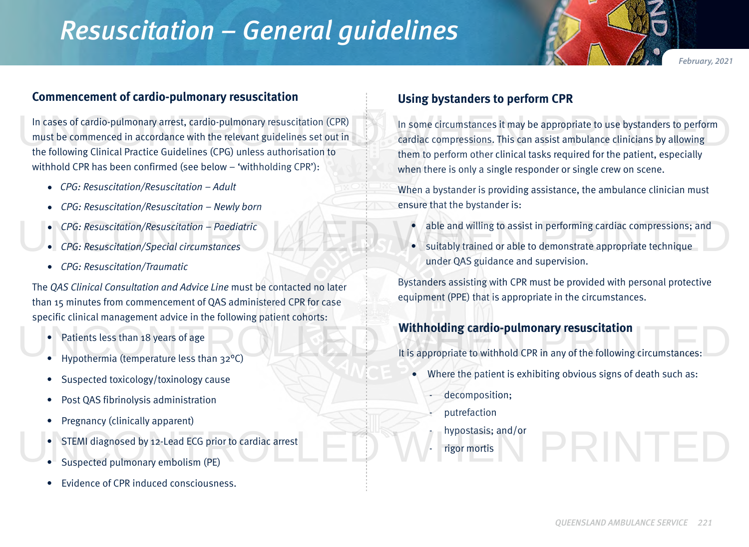# Resuscitation – General guidelines

February, 2021

## Commencement of cardio-pulmonary resuscitation

In cases of cardio-pulmonary arrest, cardio-pulmonary resuscitation (CPR) must be commenced in accordance with the relevant guidelines set out in the following Clinical Practice Guidelines (CPG) unless authorisation to withhold CPR has been confirmed (see below – 'withholding CPR'):

- *CPG: Resuscitation/Resuscitation – Adult*
- *CPG: Resuscitation/Resuscitation – Newly born*
- *CPG: Resuscitation/Resuscitation – Paediatric*
- *CPG: Resuscitation/Special circumstances*
- *CPG: Resuscitation/Traumatic*

The *QAS Clinical Consultation and Advice Line* must be contacted no later than 15 minutes from commencement of QAS administered CPR for case specific clinical management advice in the following patient cohorts:

- Patients less than 18 years of age
- Hypothermia (temperature less than 32°C)
- Suspected toxicology/toxinology cause
- Post QAS fibrinolysis administration
- Pregnancy (clinically apparent)
- STEMI diagnosed by 12-Lead ECG prior to cardiac arrest
- Suspected pulmonary embolism (PE)
- Evidence of CPR induced consciousness.

## Using bystanders to perform CPR

In some circumstances it may be appropriate to use bystanders to perform cardiac compressions. This can assist ambulance clinicians by allowing them to perform other clinical tasks required for the patient, especially when there is only a single responder or single crew on scene.

When a bystander is providing assistance, the ambulance clinician must ensure that the bystander is:

- able and willing to assist in performing cardiac compressions; and
- suitably trained or able to demonstrate appropriate technique under QAS guidance and supervision.

Bystanders assisting with CPR must be provided with personal protective equipment (PPE) that is appropriate in the circumstances.

## Withholding cardio-pulmonary resuscitation

It is appropriate to withhold CPR in any of the following circumstances:

- Where the patient is exhibiting obvious signs of death such as:
  - decomposition;
  - putrefaction
  - hypostasis; and/or
  - rigor mortis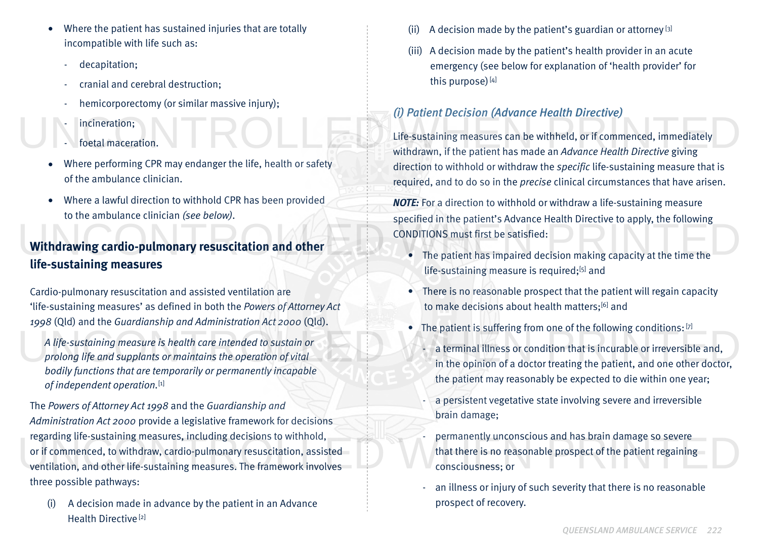- Where the patient has sustained injuries that are totally incompatible with life such as:
  - decapitation;
  - cranial and cerebral destruction;
  - hemicorporectomy (or similar massive injury);
  - incineration;
  - foetal maceration.
- Where performing CPR may endanger the life, health or safety of the ambulance clinician.
- Where a lawful direction to withhold CPR has been provided to the ambulance clinician *(see below)*.

## Withdrawing cardio-pulmonary resuscitation and other life-sustaining measures

Cardio-pulmonary resuscitation and assisted ventilation are 'life-sustaining measures' as defined in both the *Powers of Attorney Act 1998* (Qld) and the *Guardianship and Administration Act 2000* (Qld).

> *A life-sustaining measure is health care intended to sustain or prolong life and supplants or maintains the operation of vital bodily functions that are temporarily or permanently incapable of independent operation.*[1]

The *Powers of Attorney Act 1998* and the *Guardianship and Administration Act 2000* provide a legislative framework for decisions regarding life-sustaining measures, including decisions to withhold, or if commenced, to withdraw, cardio-pulmonary resuscitation, assisted ventilation, and other life-sustaining measures. The framework involves three possible pathways:

(i) A decision made in advance by the patient in an Advance Health Directive[2]

(ii) A decision made by the patient's guardian or attorney[3]

(iii) A decision made by the patient's health provider in an acute emergency (see below for explanation of 'health provider' for this purpose)[4]

### *(i) Patient Decision (Advance Health Directive)*

Life-sustaining measures can be withheld, or if commenced, immediately withdrawn, if the patient has made an *Advance Health Directive* giving direction to withhold or withdraw the *specific* life-sustaining measure that is required, and to do so in the *precise* clinical circumstances that have arisen.

***NOTE:*** For a direction to withhold or withdraw a life-sustaining measure specified in the patient's Advance Health Directive to apply, the following CONDITIONS must first be satisfied:

- The patient has impaired decision making capacity at the time the life-sustaining measure is required;[5] and
- There is no reasonable prospect that the patient will regain capacity to make decisions about health matters;[6] and
- The patient is suffering from one of the following conditions:[7]
  - a terminal illness or condition that is incurable or irreversible and, in the opinion of a doctor treating the patient, and one other doctor, the patient may reasonably be expected to die within one year;
  - a persistent vegetative state involving severe and irreversible brain damage;
  - permanently unconscious and has brain damage so severe that there is no reasonable prospect of the patient regaining consciousness; or
  - an illness or injury of such severity that there is no reasonable prospect of recovery.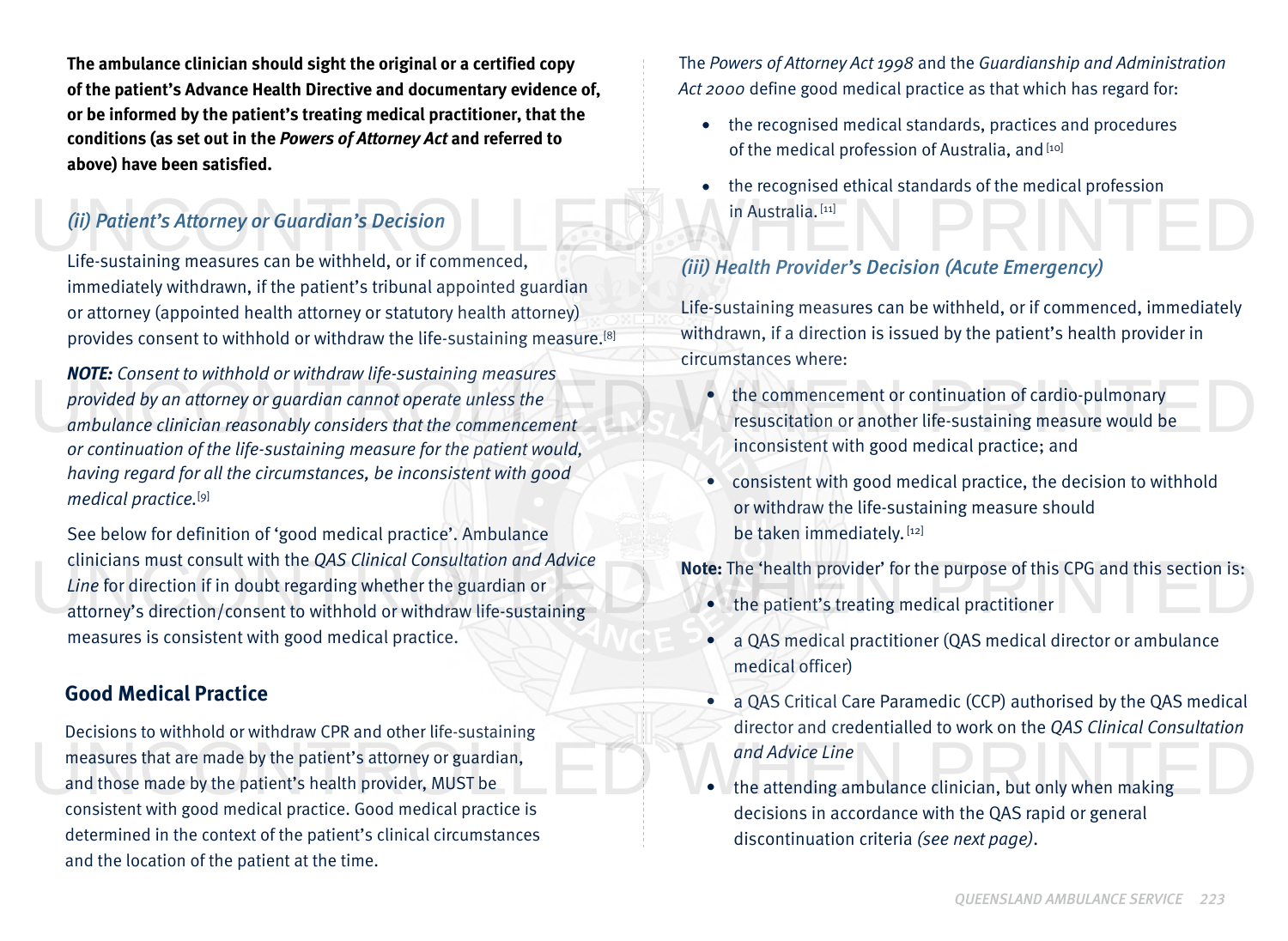**The ambulance clinician should sight the original or a certified copy of the patient's Advance Health Directive and documentary evidence of, or be informed by the patient's treating medical practitioner, that the conditions (as set out in the *Powers of Attorney Act* and referred to above) have been satisfied.**

### *(ii) Patient's Attorney or Guardian's Decision*

Life-sustaining measures can be withheld, or if commenced, immediately withdrawn, if the patient's tribunal appointed guardian or attorney (appointed health attorney or statutory health attorney) provides consent to withhold or withdraw the life-sustaining measure.[8]

***NOTE:*** *Consent to withhold or withdraw life-sustaining measures provided by an attorney or guardian cannot operate unless the ambulance clinician reasonably considers that the commencement or continuation of the life-sustaining measure for the patient would, having regard for all the circumstances, be inconsistent with good medical practice.*[9]

See below for definition of 'good medical practice'. Ambulance clinicians must consult with the *QAS Clinical Consultation and Advice Line* for direction if in doubt regarding whether the guardian or attorney's direction/consent to withhold or withdraw life-sustaining measures is consistent with good medical practice.

## Good Medical Practice

Decisions to withhold or withdraw CPR and other life-sustaining measures that are made by the patient's attorney or guardian, and those made by the patient's health provider, MUST be consistent with good medical practice. Good medical practice is determined in the context of the patient's clinical circumstances and the location of the patient at the time.

The *Powers of Attorney Act 1998* and the *Guardianship and Administration Act 2000* define good medical practice as that which has regard for:

- the recognised medical standards, practices and procedures of the medical profession of Australia, and [10]
- the recognised ethical standards of the medical profession in Australia. [11]

### *(iii) Health Provider's Decision (Acute Emergency)*

Life-sustaining measures can be withheld, or if commenced, immediately withdrawn, if a direction is issued by the patient's health provider in circumstances where:

- the commencement or continuation of cardio-pulmonary resuscitation or another life-sustaining measure would be inconsistent with good medical practice; and
- consistent with good medical practice, the decision to withhold or withdraw the life-sustaining measure should be taken immediately. [12]

**Note:** The 'health provider' for the purpose of this CPG and this section is:

- the patient's treating medical practitioner
- a QAS medical practitioner (QAS medical director or ambulance medical officer)
- a QAS Critical Care Paramedic (CCP) authorised by the QAS medical director and credentialled to work on the *QAS Clinical Consultation and Advice Line*
- the attending ambulance clinician, but only when making decisions in accordance with the QAS rapid or general discontinuation criteria *(see next page)*.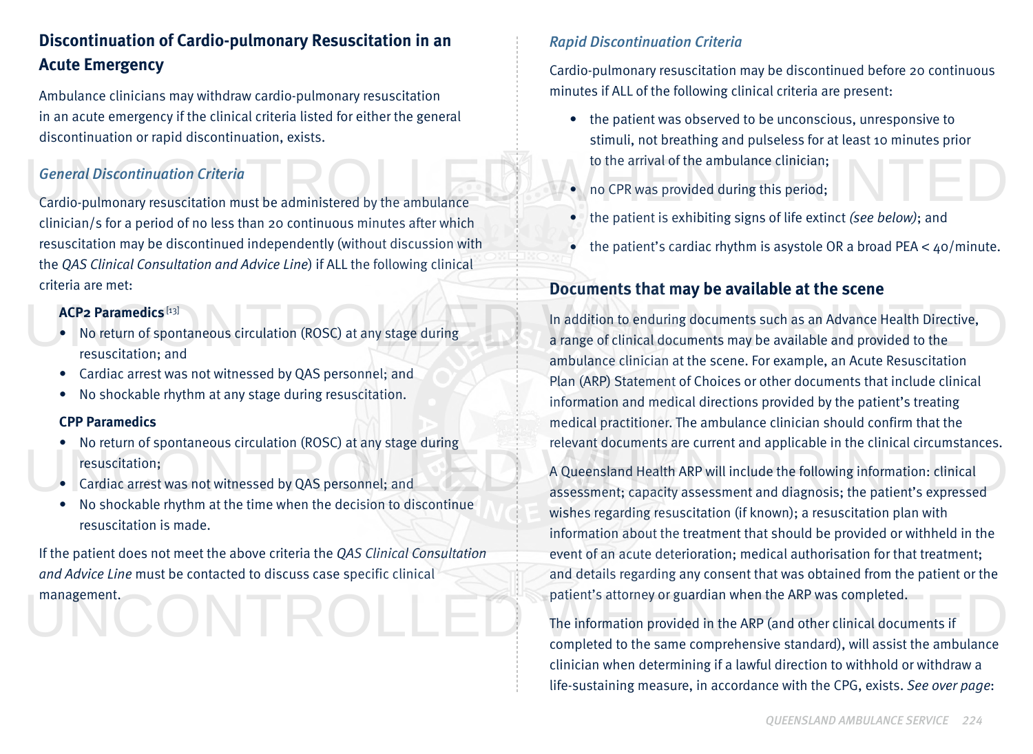## Discontinuation of Cardio-pulmonary Resuscitation in an Acute Emergency

Ambulance clinicians may withdraw cardio-pulmonary resuscitation in an acute emergency if the clinical criteria listed for either the general discontinuation or rapid discontinuation, exists.

### *General Discontinuation Criteria*

Cardio-pulmonary resuscitation must be administered by the ambulance clinician/s for a period of no less than 20 continuous minutes after which resuscitation may be discontinued independently (without discussion with the *QAS Clinical Consultation and Advice Line*) if ALL the following clinical criteria are met:

**ACP2 Paramedics**[13]

- No return of spontaneous circulation (ROSC) at any stage during resuscitation; and
- Cardiac arrest was not witnessed by QAS personnel; and
- No shockable rhythm at any stage during resuscitation.

**CPP Paramedics**

- No return of spontaneous circulation (ROSC) at any stage during resuscitation;
- Cardiac arrest was not witnessed by QAS personnel; and
- No shockable rhythm at the time when the decision to discontinue resuscitation is made.

If the patient does not meet the above criteria the *QAS Clinical Consultation and Advice Line* must be contacted to discuss case specific clinical management.

### *Rapid Discontinuation Criteria*

Cardio-pulmonary resuscitation may be discontinued before 20 continuous minutes if ALL of the following clinical criteria are present:

- the patient was observed to be unconscious, unresponsive to stimuli, not breathing and pulseless for at least 10 minutes prior to the arrival of the ambulance clinician;
- no CPR was provided during this period;
- the patient is exhibiting signs of life extinct *(see below)*; and
- the patient's cardiac rhythm is asystole OR a broad PEA < 40/minute.

## Documents that may be available at the scene

In addition to enduring documents such as an Advance Health Directive, a range of clinical documents may be available and provided to the ambulance clinician at the scene. For example, an Acute Resuscitation Plan (ARP) Statement of Choices or other documents that include clinical information and medical directions provided by the patient's treating medical practitioner. The ambulance clinician should confirm that the relevant documents are current and applicable in the clinical circumstances.

A Queensland Health ARP will include the following information: clinical assessment; capacity assessment and diagnosis; the patient's expressed wishes regarding resuscitation (if known); a resuscitation plan with information about the treatment that should be provided or withheld in the event of an acute deterioration; medical authorisation for that treatment; and details regarding any consent that was obtained from the patient or the patient's attorney or guardian when the ARP was completed.

The information provided in the ARP (and other clinical documents if completed to the same comprehensive standard), will assist the ambulance clinician when determining if a lawful direction to withhold or withdraw a life-sustaining measure, in accordance with the CPG, exists. *See over page*: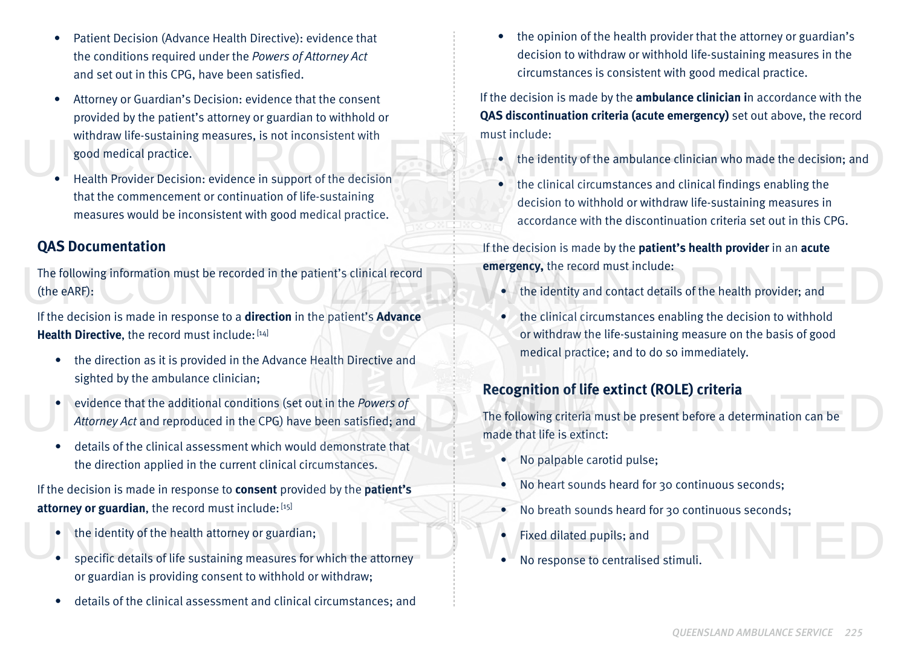- Patient Decision (Advance Health Directive): evidence that the conditions required under the *Powers of Attorney Act* and set out in this CPG, have been satisfied.
- Attorney or Guardian's Decision: evidence that the consent provided by the patient's attorney or guardian to withhold or withdraw life-sustaining measures, is not inconsistent with good medical practice.
- Health Provider Decision: evidence in support of the decision that the commencement or continuation of life-sustaining measures would be inconsistent with good medical practice.

## QAS Documentation

The following information must be recorded in the patient's clinical record (the eARF):

If the decision is made in response to a **direction** in the patient's **Advance Health Directive**, the record must include: [14]

- the direction as it is provided in the Advance Health Directive and sighted by the ambulance clinician;
- evidence that the additional conditions (set out in the *Powers of Attorney Act* and reproduced in the CPG) have been satisfied; and
- details of the clinical assessment which would demonstrate that the direction applied in the current clinical circumstances.

If the decision is made in response to **consent** provided by the **patient's attorney or guardian**, the record must include: [15]

- the identity of the health attorney or guardian;
- specific details of life sustaining measures for which the attorney or guardian is providing consent to withhold or withdraw;
- details of the clinical assessment and clinical circumstances; and
- the opinion of the health provider that the attorney or guardian's decision to withdraw or withhold life-sustaining measures in the circumstances is consistent with good medical practice.

If the decision is made by the **ambulance clinician i**n accordance with the **QAS discontinuation criteria (acute emergency)** set out above, the record must include:

- the identity of the ambulance clinician who made the decision; and
- the clinical circumstances and clinical findings enabling the decision to withhold or withdraw life-sustaining measures in accordance with the discontinuation criteria set out in this CPG.

If the decision is made by the **patient's health provider** in an **acute emergency,** the record must include:

- the identity and contact details of the health provider; and
- the clinical circumstances enabling the decision to withhold or withdraw the life-sustaining measure on the basis of good medical practice; and to do so immediately.

## Recognition of life extinct (ROLE) criteria

The following criteria must be present before a determination can be made that life is extinct:

- No palpable carotid pulse;
- No heart sounds heard for 30 continuous seconds;
- No breath sounds heard for 30 continuous seconds;
- Fixed dilated pupils; and
- No response to centralised stimuli.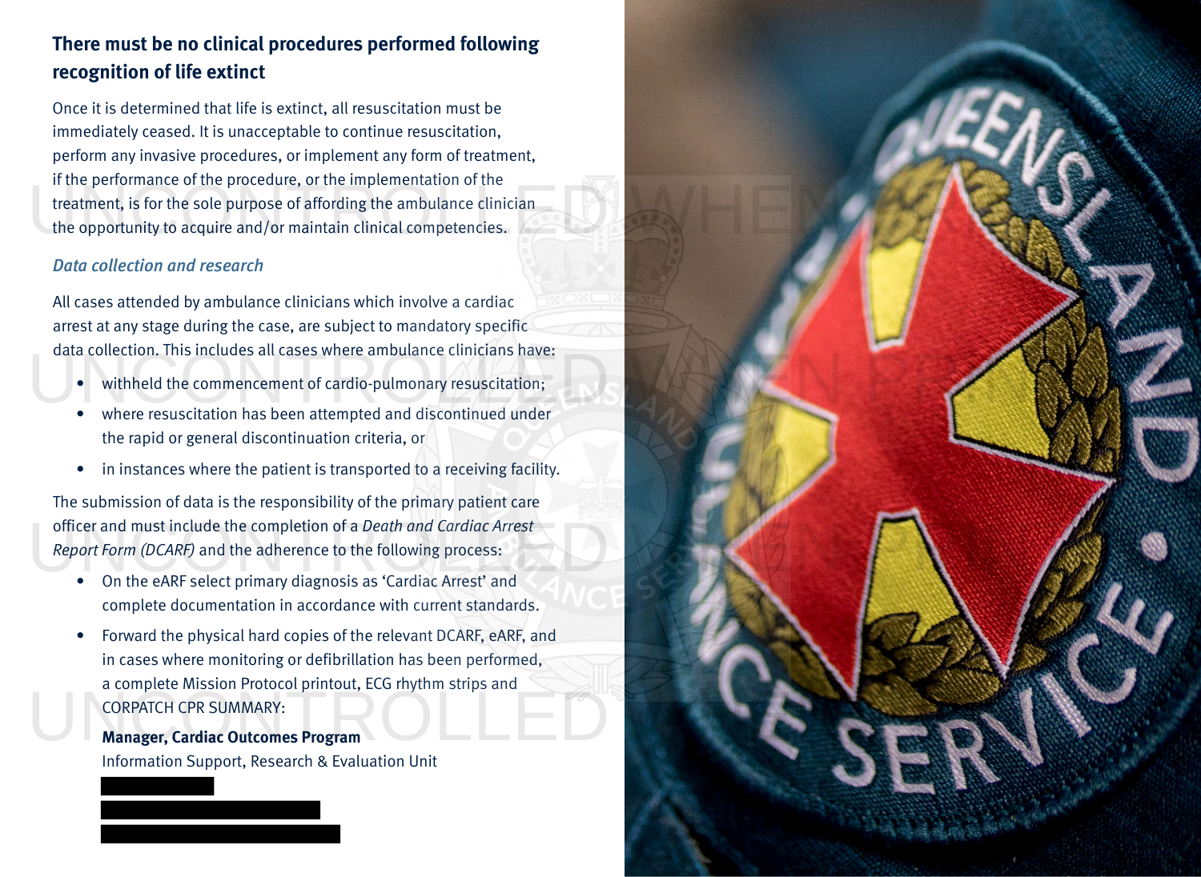## There must be no clinical procedures performed following recognition of life extinct

Once it is determined that life is extinct, all resuscitation must be immediately ceased. It is unacceptable to continue resuscitation, perform any invasive procedures, or implement any form of treatment, if the performance of the procedure, or the implementation of the treatment, is for the sole purpose of affording the ambulance clinician the opportunity to acquire and/or maintain clinical competencies.

### *Data collection and research*

All cases attended by ambulance clinicians which involve a cardiac arrest at any stage during the case, are subject to mandatory specific data collection. This includes all cases where ambulance clinicians have:

- withheld the commencement of cardio-pulmonary resuscitation;
- where resuscitation has been attempted and discontinued under the rapid or general discontinuation criteria, or
- in instances where the patient is transported to a receiving facility.

The submission of data is the responsibility of the primary patient care officer and must include the completion of a *Death and Cardiac Arrest Report Form (DCARF)* and the adherence to the following process:

- On the eARF select primary diagnosis as 'Cardiac Arrest' and complete documentation in accordance with current standards.
- Forward the physical hard copies of the relevant DCARF, eARF, and in cases where monitoring or defibrillation has been performed, a complete Mission Protocol printout, ECG rhythm strips and CORPATCH CPR SUMMARY:

  **Manager, Cardiac Outcomes Program**
  Information Support, Research & Evaluation Unit